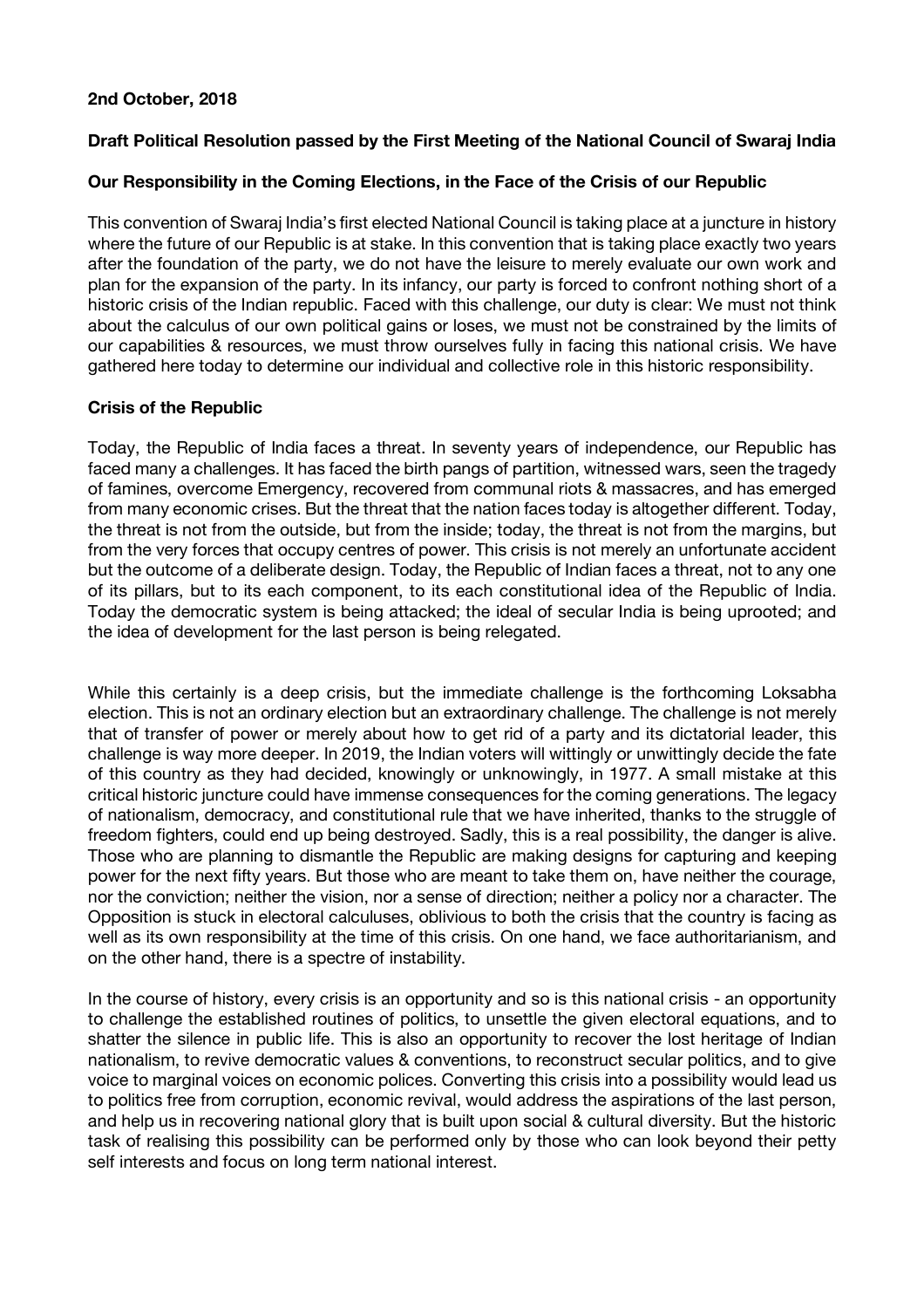**2nd October, 2018**

**Draft Political Resolution passed by the First Meeting of the National Council of Swaraj India**

**Our Responsibility in the Coming Elections, in the Face of the Crisis of our Republic**

This convention of Swaraj India's first elected National Council is taking place at a juncture in history where the future of our Republic is at stake. In this convention that is taking place exactly two years after the foundation of the party, we do not have the leisure to merely evaluate our own work and plan for the expansion of the party. In its infancy, our party is forced to confront nothing short of a historic crisis of the Indian republic. Faced with this challenge, our duty is clear: We must not think about the calculus of our own political gains or loses, we must not be constrained by the limits of our capabilities & resources, we must throw ourselves fully in facing this national crisis. We have gathered here today to determine our individual and collective role in this historic responsibility.

**Crisis of the Republic**

Today, the Republic of India faces a threat. In seventy years of independence, our Republic has faced many a challenges. It has faced the birth pangs of partition, witnessed wars, seen the tragedy of famines, overcome Emergency, recovered from communal riots & massacres, and has emerged from many economic crises. But the threat that the nation faces today is altogether different. Today, the threat is not from the outside, but from the inside; today, the threat is not from the margins, but from the very forces that occupy centres of power. This crisis is not merely an unfortunate accident but the outcome of a deliberate design. Today, the Republic of Indian faces a threat, not to any one of its pillars, but to its each component, to its each constitutional idea of the Republic of India. Today the democratic system is being attacked; the ideal of secular India is being uprooted; and the idea of development for the last person is being relegated.

While this certainly is a deep crisis, but the immediate challenge is the forthcoming Loksabha election. This is not an ordinary election but an extraordinary challenge. The challenge is not merely that of transfer of power or merely about how to get rid of a party and its dictatorial leader, this challenge is way more deeper. In 2019, the Indian voters will wittingly or unwittingly decide the fate of this country as they had decided, knowingly or unknowingly, in 1977. A small mistake at this critical historic juncture could have immense consequences for the coming generations. The legacy of nationalism, democracy, and constitutional rule that we have inherited, thanks to the struggle of freedom fighters, could end up being destroyed. Sadly, this is a real possibility, the danger is alive. Those who are planning to dismantle the Republic are making designs for capturing and keeping power for the next fifty years. But those who are meant to take them on, have neither the courage, nor the conviction; neither the vision, nor a sense of direction; neither a policy nor a character. The Opposition is stuck in electoral calculuses, oblivious to both the crisis that the country is facing as well as its own responsibility at the time of this crisis. On one hand, we face authoritarianism, and on the other hand, there is a spectre of instability.

In the course of history, every crisis is an opportunity and so is this national crisis - an opportunity to challenge the established routines of politics, to unsettle the given electoral equations, and to shatter the silence in public life. This is also an opportunity to recover the lost heritage of Indian nationalism, to revive democratic values & conventions, to reconstruct secular politics, and to give voice to marginal voices on economic polices. Converting this crisis into a possibility would lead us to politics free from corruption, economic revival, would address the aspirations of the last person, and help us in recovering national glory that is built upon social & cultural diversity. But the historic task of realising this possibility can be performed only by those who can look beyond their petty self interests and focus on long term national interest.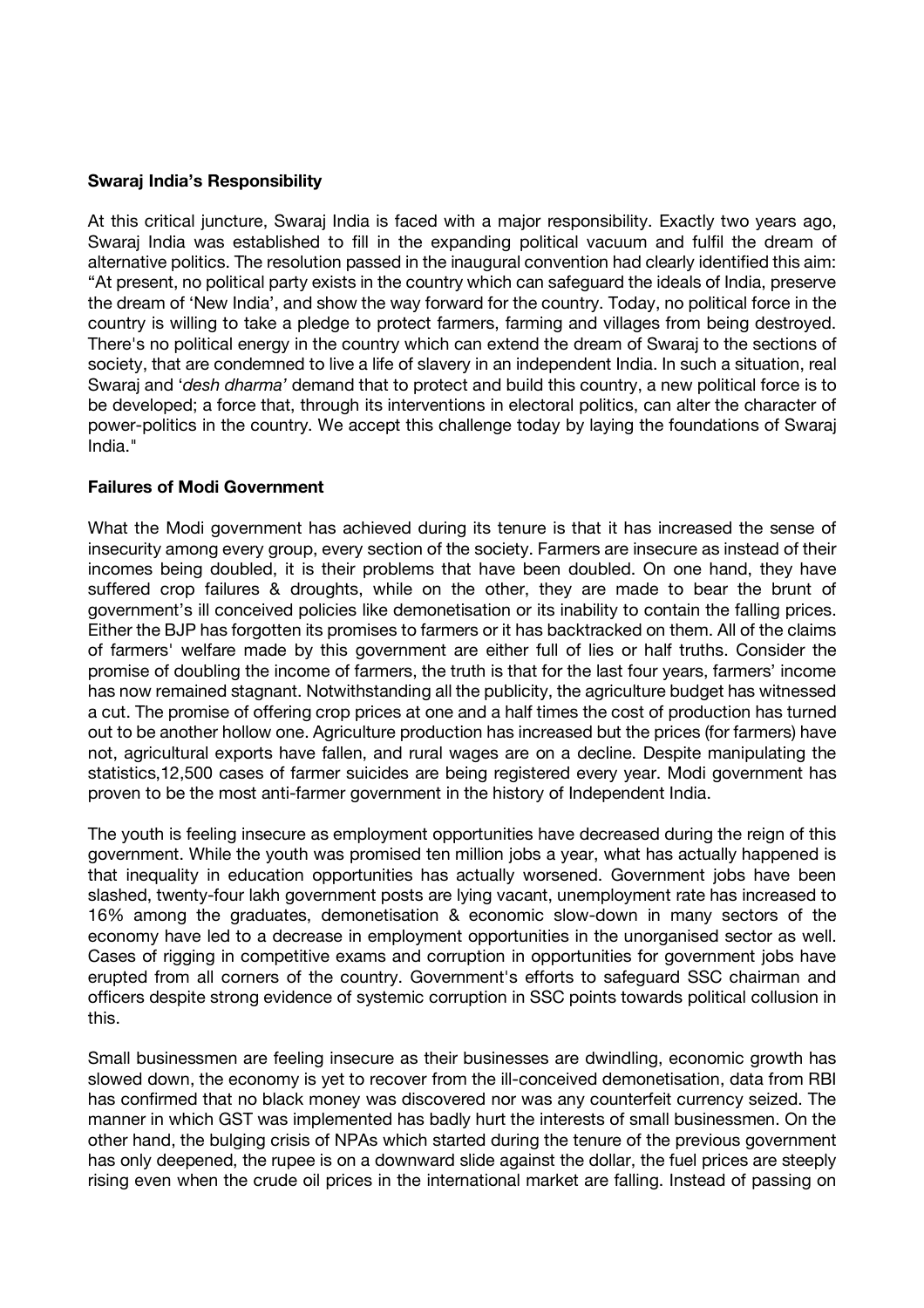**Swaraj India's Responsibility**

At this critical juncture, Swaraj India is faced with a major responsibility. Exactly two years ago, Swaraj India was established to fill in the expanding political vacuum and fulfil the dream of alternative politics. The resolution passed in the inaugural convention had clearly identified this aim: "At present, no political party exists in the country which can safeguard the ideals of India, preserve the dream of 'New India', and show the way forward for the country. Today, no political force in the country is willing to take a pledge to protect farmers, farming and villages from being destroyed. There's no political energy in the country which can extend the dream of Swaraj to the sections of society, that are condemned to live a life of slavery in an independent India. In such a situation, real Swaraj and '*desh dharma'* demand that to protect and build this country, a new political force is to be developed; a force that, through its interventions in electoral politics, can alter the character of power-politics in the country. We accept this challenge today by laying the foundations of Swaraj India."

**Failures of Modi Government**

What the Modi government has achieved during its tenure is that it has increased the sense of insecurity among every group, every section of the society. Farmers are insecure as instead of their incomes being doubled, it is their problems that have been doubled. On one hand, they have suffered crop failures & droughts, while on the other, they are made to bear the brunt of government's ill conceived policies like demonetisation or its inability to contain the falling prices. Either the BJP has forgotten its promises to farmers or it has backtracked on them. All of the claims of farmers' welfare made by this government are either full of lies or half truths. Consider the promise of doubling the income of farmers, the truth is that for the last four years, farmers' income has now remained stagnant. Notwithstanding all the publicity, the agriculture budget has witnessed a cut. The promise of offering crop prices at one and a half times the cost of production has turned out to be another hollow one. Agriculture production has increased but the prices (for farmers) have not, agricultural exports have fallen, and rural wages are on a decline. Despite manipulating the statistics,12,500 cases of farmer suicides are being registered every year. Modi government has proven to be the most anti-farmer government in the history of Independent India.

The youth is feeling insecure as employment opportunities have decreased during the reign of this government. While the youth was promised ten million jobs a year, what has actually happened is that inequality in education opportunities has actually worsened. Government jobs have been slashed, twenty-four lakh government posts are lying vacant, unemployment rate has increased to 16% among the graduates, demonetisation & economic slow-down in many sectors of the economy have led to a decrease in employment opportunities in the unorganised sector as well. Cases of rigging in competitive exams and corruption in opportunities for government jobs have erupted from all corners of the country. Government's efforts to safeguard SSC chairman and officers despite strong evidence of systemic corruption in SSC points towards political collusion in this.

Small businessmen are feeling insecure as their businesses are dwindling, economic growth has slowed down, the economy is yet to recover from the ill-conceived demonetisation, data from RBI has confirmed that no black money was discovered nor was any counterfeit currency seized. The manner in which GST was implemented has badly hurt the interests of small businessmen. On the other hand, the bulging crisis of NPAs which started during the tenure of the previous government has only deepened, the rupee is on a downward slide against the dollar, the fuel prices are steeply rising even when the crude oil prices in the international market are falling. Instead of passing on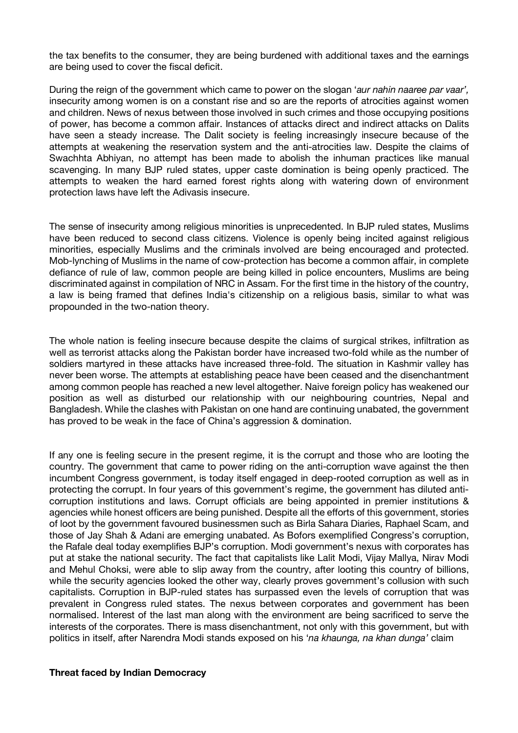the tax benefits to the consumer, they are being burdened with additional taxes and the earnings are being used to cover the fiscal deficit.

During the reign of the government which came to power on the slogan '*aur nahin naaree par vaar',* insecurity among women is on a constant rise and so are the reports of atrocities against women and children. News of nexus between those involved in such crimes and those occupying positions of power, has become a common affair. Instances of attacks direct and indirect attacks on Dalits have seen a steady increase. The Dalit society is feeling increasingly insecure because of the attempts at weakening the reservation system and the anti-atrocities law. Despite the claims of Swachhta Abhiyan, no attempt has been made to abolish the inhuman practices like manual scavenging. In many BJP ruled states, upper caste domination is being openly practiced. The attempts to weaken the hard earned forest rights along with watering down of environment protection laws have left the Adivasis insecure.

The sense of insecurity among religious minorities is unprecedented. In BJP ruled states, Muslims have been reduced to second class citizens. Violence is openly being incited against religious minorities, especially Muslims and the criminals involved are being encouraged and protected. Mob-lynching of Muslims in the name of cow-protection has become a common affair, in complete defiance of rule of law, common people are being killed in police encounters, Muslims are being discriminated against in compilation of NRC in Assam. For the first time in the history of the country, a law is being framed that defines India's citizenship on a religious basis, similar to what was propounded in the two-nation theory.

The whole nation is feeling insecure because despite the claims of surgical strikes, infiltration as well as terrorist attacks along the Pakistan border have increased two-fold while as the number of soldiers martyred in these attacks have increased three-fold. The situation in Kashmir valley has never been worse. The attempts at establishing peace have been ceased and the disenchantment among common people has reached a new level altogether. Naive foreign policy has weakened our position as well as disturbed our relationship with our neighbouring countries, Nepal and Bangladesh. While the clashes with Pakistan on one hand are continuing unabated, the government has proved to be weak in the face of China's aggression & domination.

If any one is feeling secure in the present regime, it is the corrupt and those who are looting the country. The government that came to power riding on the anti-corruption wave against the then incumbent Congress government, is today itself engaged in deep-rooted corruption as well as in protecting the corrupt. In four years of this government's regime, the government has diluted anti-corruption institutions and laws. Corrupt officials are being appointed in premier institutions & agencies while honest officers are being punished. Despite all the efforts of this government, stories of loot by the government favoured businessmen such as Birla Sahara Diaries, Raphael Scam, and those of Jay Shah & Adani are emerging unabated. As Bofors exemplified Congress's corruption, the Rafale deal today exemplifies BJP's corruption. Modi government's nexus with corporates has put at stake the national security. The fact that capitalists like Lalit Modi, Vijay Mallya, Nirav Modi and Mehul Choksi, were able to slip away from the country, after looting this country of billions, while the security agencies looked the other way, clearly proves government's collusion with such capitalists. Corruption in BJP-ruled states has surpassed even the levels of corruption that was prevalent in Congress ruled states. The nexus between corporates and government has been normalised. Interest of the last man along with the environment are being sacrificed to serve the interests of the corporates. There is mass disenchantment, not only with this government, but with politics in itself, after Narendra Modi stands exposed on his '*na khaunga, na khan dunga'* claim

**Threat faced by Indian Democracy**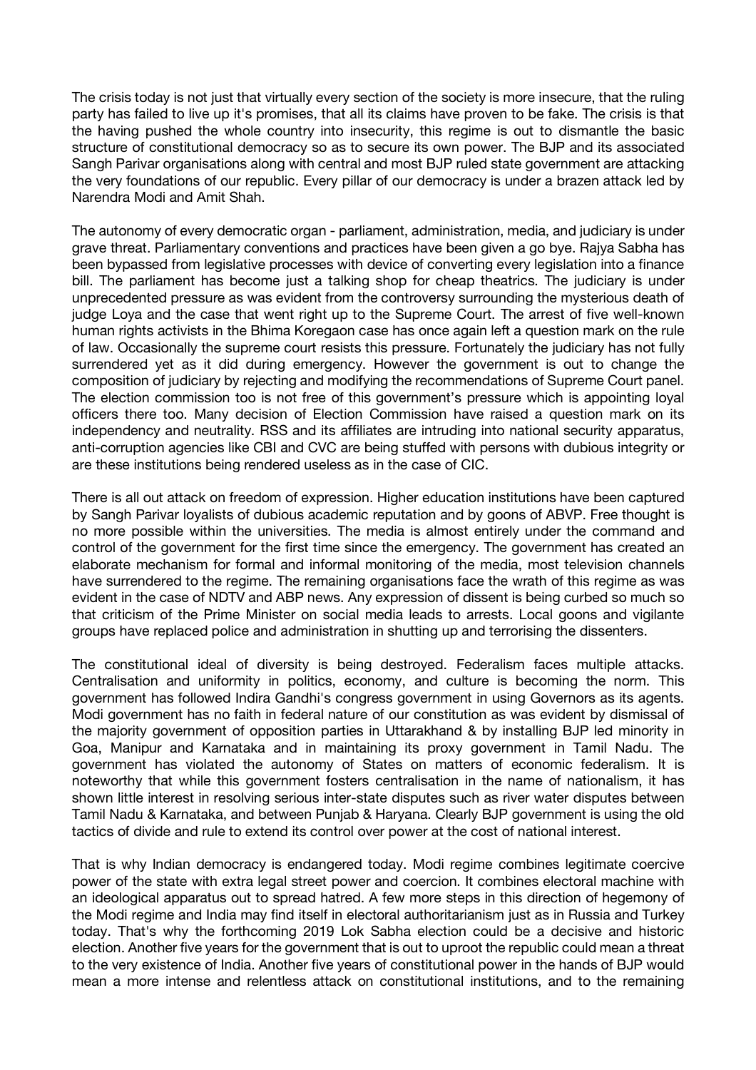The crisis today is not just that virtually every section of the society is more insecure, that the ruling party has failed to live up it's promises, that all its claims have proven to be fake. The crisis is that the having pushed the whole country into insecurity, this regime is out to dismantle the basic structure of constitutional democracy so as to secure its own power. The BJP and its associated Sangh Parivar organisations along with central and most BJP ruled state government are attacking the very foundations of our republic. Every pillar of our democracy is under a brazen attack led by Narendra Modi and Amit Shah.

The autonomy of every democratic organ - parliament, administration, media, and judiciary is under grave threat. Parliamentary conventions and practices have been given a go bye. Rajya Sabha has been bypassed from legislative processes with device of converting every legislation into a finance bill. The parliament has become just a talking shop for cheap theatrics. The judiciary is under unprecedented pressure as was evident from the controversy surrounding the mysterious death of judge Loya and the case that went right up to the Supreme Court. The arrest of five well-known human rights activists in the Bhima Koregaon case has once again left a question mark on the rule of law. Occasionally the supreme court resists this pressure. Fortunately the judiciary has not fully surrendered yet as it did during emergency. However the government is out to change the composition of judiciary by rejecting and modifying the recommendations of Supreme Court panel. The election commission too is not free of this government's pressure which is appointing loyal officers there too. Many decision of Election Commission have raised a question mark on its independency and neutrality. RSS and its affiliates are intruding into national security apparatus, anti-corruption agencies like CBI and CVC are being stuffed with persons with dubious integrity or are these institutions being rendered useless as in the case of CIC.

There is all out attack on freedom of expression. Higher education institutions have been captured by Sangh Parivar loyalists of dubious academic reputation and by goons of ABVP. Free thought is no more possible within the universities. The media is almost entirely under the command and control of the government for the first time since the emergency. The government has created an elaborate mechanism for formal and informal monitoring of the media, most television channels have surrendered to the regime. The remaining organisations face the wrath of this regime as was evident in the case of NDTV and ABP news. Any expression of dissent is being curbed so much so that criticism of the Prime Minister on social media leads to arrests. Local goons and vigilante groups have replaced police and administration in shutting up and terrorising the dissenters.

The constitutional ideal of diversity is being destroyed. Federalism faces multiple attacks. Centralisation and uniformity in politics, economy, and culture is becoming the norm. This government has followed Indira Gandhi's congress government in using Governors as its agents. Modi government has no faith in federal nature of our constitution as was evident by dismissal of the majority government of opposition parties in Uttarakhand & by installing BJP led minority in Goa, Manipur and Karnataka and in maintaining its proxy government in Tamil Nadu. The government has violated the autonomy of States on matters of economic federalism. It is noteworthy that while this government fosters centralisation in the name of nationalism, it has shown little interest in resolving serious inter-state disputes such as river water disputes between Tamil Nadu & Karnataka, and between Punjab & Haryana. Clearly BJP government is using the old tactics of divide and rule to extend its control over power at the cost of national interest.

That is why Indian democracy is endangered today. Modi regime combines legitimate coercive power of the state with extra legal street power and coercion. It combines electoral machine with an ideological apparatus out to spread hatred. A few more steps in this direction of hegemony of the Modi regime and India may find itself in electoral authoritarianism just as in Russia and Turkey today. That's why the forthcoming 2019 Lok Sabha election could be a decisive and historic election. Another five years for the government that is out to uproot the republic could mean a threat to the very existence of India. Another five years of constitutional power in the hands of BJP would mean a more intense and relentless attack on constitutional institutions, and to the remaining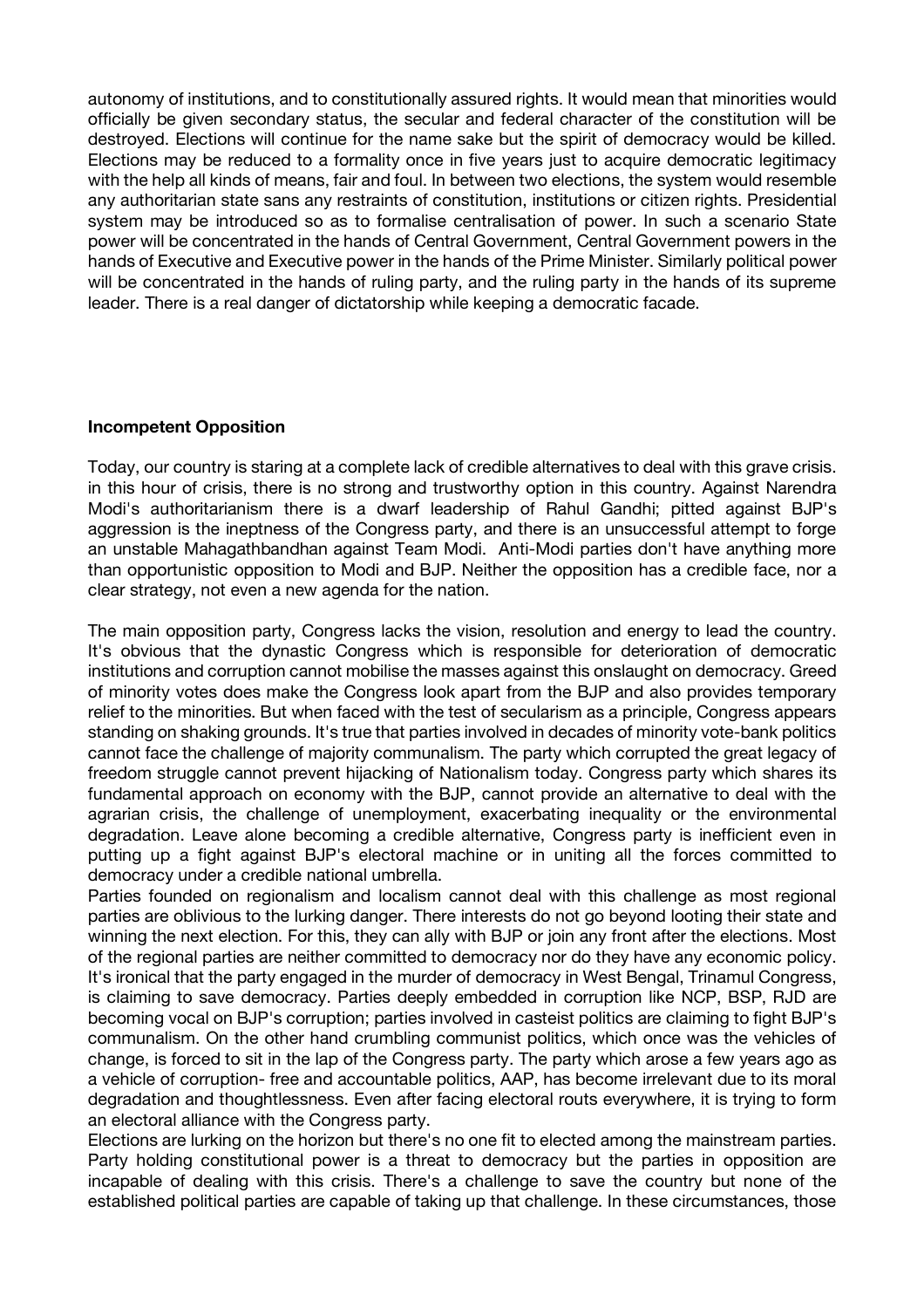autonomy of institutions, and to constitutionally assured rights. It would mean that minorities would officially be given secondary status, the secular and federal character of the constitution will be destroyed. Elections will continue for the name sake but the spirit of democracy would be killed. Elections may be reduced to a formality once in five years just to acquire democratic legitimacy with the help all kinds of means, fair and foul. In between two elections, the system would resemble any authoritarian state sans any restraints of constitution, institutions or citizen rights. Presidential system may be introduced so as to formalise centralisation of power. In such a scenario State power will be concentrated in the hands of Central Government, Central Government powers in the hands of Executive and Executive power in the hands of the Prime Minister. Similarly political power will be concentrated in the hands of ruling party, and the ruling party in the hands of its supreme leader. There is a real danger of dictatorship while keeping a democratic facade.

**Incompetent Opposition**

Today, our country is staring at a complete lack of credible alternatives to deal with this grave crisis. in this hour of crisis, there is no strong and trustworthy option in this country. Against Narendra Modi's authoritarianism there is a dwarf leadership of Rahul Gandhi; pitted against BJP's aggression is the ineptness of the Congress party, and there is an unsuccessful attempt to forge an unstable Mahagathbandhan against Team Modi. Anti-Modi parties don't have anything more than opportunistic opposition to Modi and BJP. Neither the opposition has a credible face, nor a clear strategy, not even a new agenda for the nation.

The main opposition party, Congress lacks the vision, resolution and energy to lead the country. It's obvious that the dynastic Congress which is responsible for deterioration of democratic institutions and corruption cannot mobilise the masses against this onslaught on democracy. Greed of minority votes does make the Congress look apart from the BJP and also provides temporary relief to the minorities. But when faced with the test of secularism as a principle, Congress appears standing on shaking grounds. It's true that parties involved in decades of minority vote-bank politics cannot face the challenge of majority communalism. The party which corrupted the great legacy of freedom struggle cannot prevent hijacking of Nationalism today. Congress party which shares its fundamental approach on economy with the BJP, cannot provide an alternative to deal with the agrarian crisis, the challenge of unemployment, exacerbating inequality or the environmental degradation. Leave alone becoming a credible alternative, Congress party is inefficient even in putting up a fight against BJP's electoral machine or in uniting all the forces committed to democracy under a credible national umbrella.

Parties founded on regionalism and localism cannot deal with this challenge as most regional parties are oblivious to the lurking danger. There interests do not go beyond looting their state and winning the next election. For this, they can ally with BJP or join any front after the elections. Most of the regional parties are neither committed to democracy nor do they have any economic policy. It's ironical that the party engaged in the murder of democracy in West Bengal, Trinamul Congress, is claiming to save democracy. Parties deeply embedded in corruption like NCP, BSP, RJD are becoming vocal on BJP's corruption; parties involved in casteist politics are claiming to fight BJP's communalism. On the other hand crumbling communist politics, which once was the vehicles of change, is forced to sit in the lap of the Congress party. The party which arose a few years ago as a vehicle of corruption- free and accountable politics, AAP, has become irrelevant due to its moral degradation and thoughtlessness. Even after facing electoral routs everywhere, it is trying to form an electoral alliance with the Congress party.

Elections are lurking on the horizon but there's no one fit to elected among the mainstream parties. Party holding constitutional power is a threat to democracy but the parties in opposition are incapable of dealing with this crisis. There's a challenge to save the country but none of the established political parties are capable of taking up that challenge. In these circumstances, those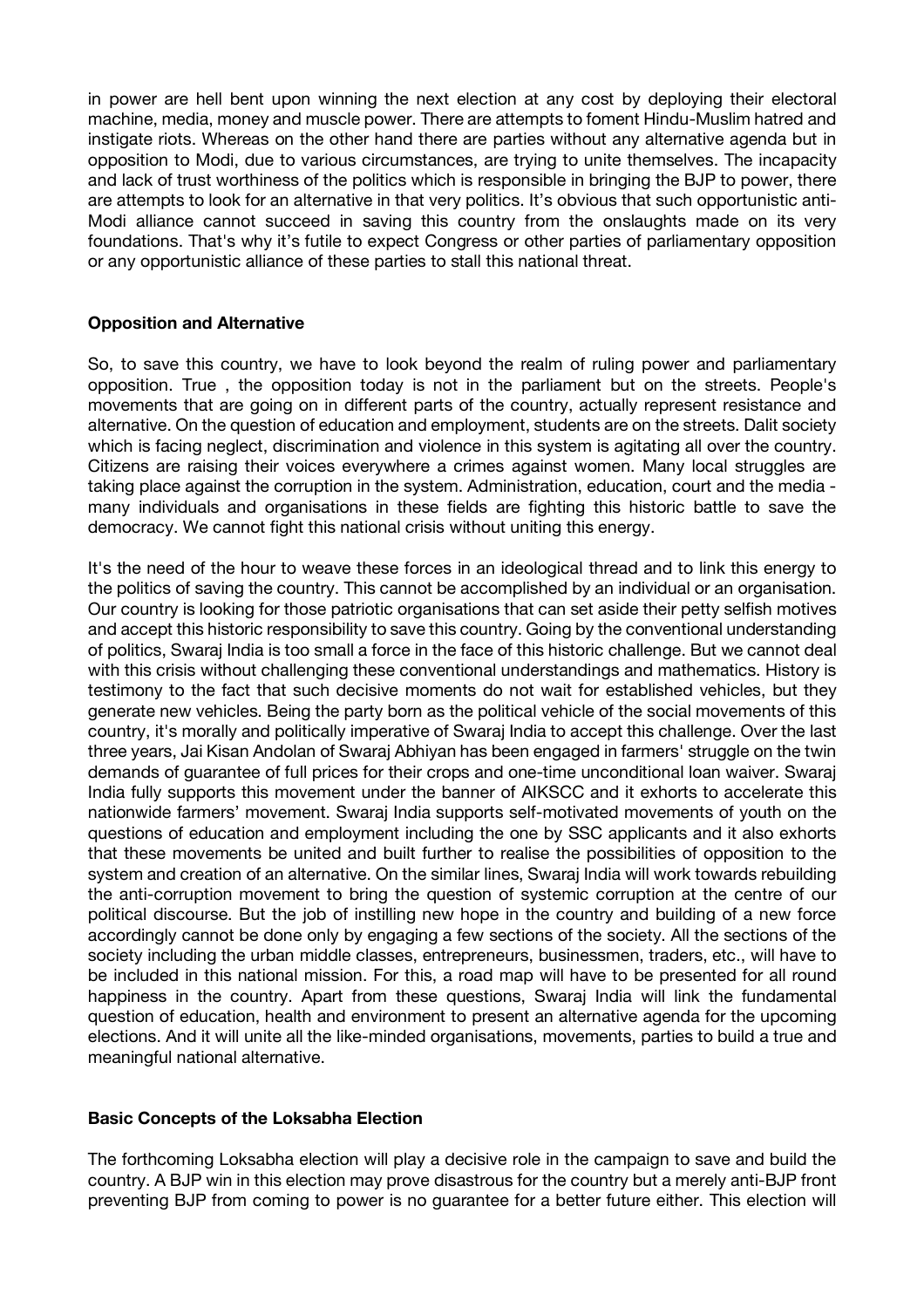in power are hell bent upon winning the next election at any cost by deploying their electoral machine, media, money and muscle power. There are attempts to foment Hindu-Muslim hatred and instigate riots. Whereas on the other hand there are parties without any alternative agenda but in opposition to Modi, due to various circumstances, are trying to unite themselves. The incapacity and lack of trust worthiness of the politics which is responsible in bringing the BJP to power, there are attempts to look for an alternative in that very politics. It's obvious that such opportunistic anti-Modi alliance cannot succeed in saving this country from the onslaughts made on its very foundations. That's why it's futile to expect Congress or other parties of parliamentary opposition or any opportunistic alliance of these parties to stall this national threat.

**Opposition and Alternative**

So, to save this country, we have to look beyond the realm of ruling power and parliamentary opposition. True , the opposition today is not in the parliament but on the streets. People's movements that are going on in different parts of the country, actually represent resistance and alternative. On the question of education and employment, students are on the streets. Dalit society which is facing neglect, discrimination and violence in this system is agitating all over the country. Citizens are raising their voices everywhere a crimes against women. Many local struggles are taking place against the corruption in the system. Administration, education, court and the media - many individuals and organisations in these fields are fighting this historic battle to save the democracy. We cannot fight this national crisis without uniting this energy.

It's the need of the hour to weave these forces in an ideological thread and to link this energy to the politics of saving the country. This cannot be accomplished by an individual or an organisation. Our country is looking for those patriotic organisations that can set aside their petty selfish motives and accept this historic responsibility to save this country. Going by the conventional understanding of politics, Swaraj India is too small a force in the face of this historic challenge. But we cannot deal with this crisis without challenging these conventional understandings and mathematics. History is testimony to the fact that such decisive moments do not wait for established vehicles, but they generate new vehicles. Being the party born as the political vehicle of the social movements of this country, it's morally and politically imperative of Swaraj India to accept this challenge. Over the last three years, Jai Kisan Andolan of Swaraj Abhiyan has been engaged in farmers' struggle on the twin demands of guarantee of full prices for their crops and one-time unconditional loan waiver. Swaraj India fully supports this movement under the banner of AIKSCC and it exhorts to accelerate this nationwide farmers' movement. Swaraj India supports self-motivated movements of youth on the questions of education and employment including the one by SSC applicants and it also exhorts that these movements be united and built further to realise the possibilities of opposition to the system and creation of an alternative. On the similar lines, Swaraj India will work towards rebuilding the anti-corruption movement to bring the question of systemic corruption at the centre of our political discourse. But the job of instilling new hope in the country and building of a new force accordingly cannot be done only by engaging a few sections of the society. All the sections of the society including the urban middle classes, entrepreneurs, businessmen, traders, etc., will have to be included in this national mission. For this, a road map will have to be presented for all round happiness in the country. Apart from these questions, Swaraj India will link the fundamental question of education, health and environment to present an alternative agenda for the upcoming elections. And it will unite all the like-minded organisations, movements, parties to build a true and meaningful national alternative.

**Basic Concepts of the Loksabha Election**

The forthcoming Loksabha election will play a decisive role in the campaign to save and build the country. A BJP win in this election may prove disastrous for the country but a merely anti-BJP front preventing BJP from coming to power is no guarantee for a better future either. This election will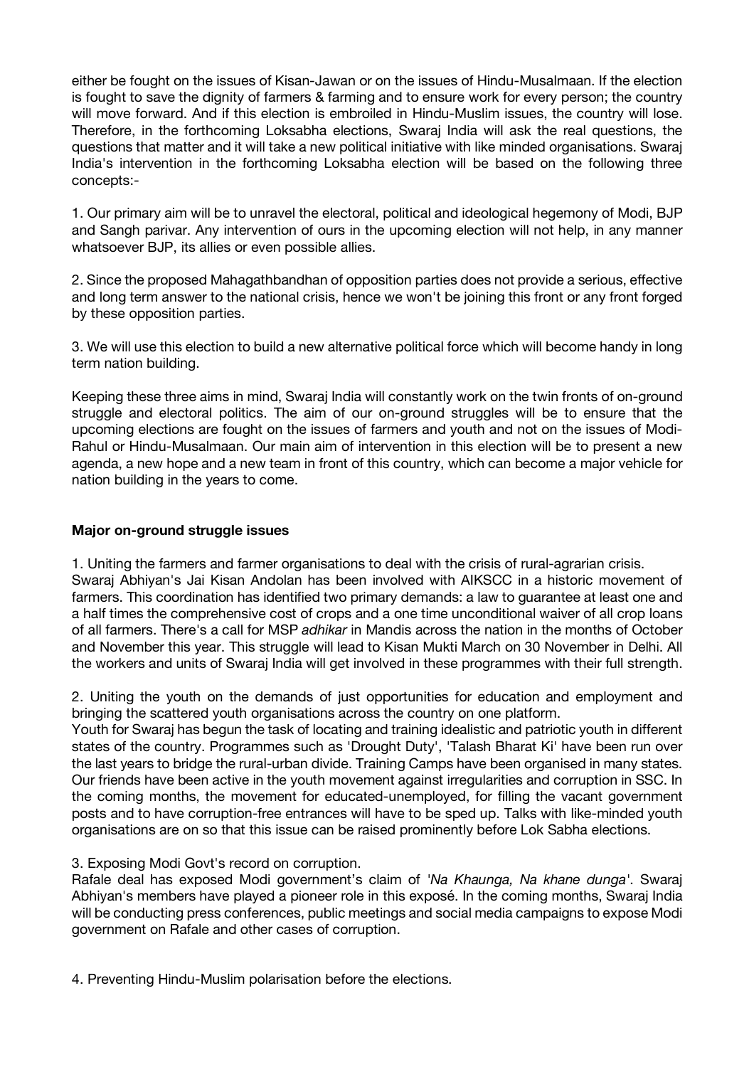either be fought on the issues of Kisan-Jawan or on the issues of Hindu-Musalmaan. If the election is fought to save the dignity of farmers & farming and to ensure work for every person; the country will move forward. And if this election is embroiled in Hindu-Muslim issues, the country will lose. Therefore, in the forthcoming Loksabha elections, Swaraj India will ask the real questions, the questions that matter and it will take a new political initiative with like minded organisations. Swaraj India's intervention in the forthcoming Loksabha election will be based on the following three concepts:-

1. Our primary aim will be to unravel the electoral, political and ideological hegemony of Modi, BJP and Sangh parivar. Any intervention of ours in the upcoming election will not help, in any manner whatsoever BJP, its allies or even possible allies.

2. Since the proposed Mahagathbandhan of opposition parties does not provide a serious, effective and long term answer to the national crisis, hence we won't be joining this front or any front forged by these opposition parties.

3. We will use this election to build a new alternative political force which will become handy in long term nation building.

Keeping these three aims in mind, Swaraj India will constantly work on the twin fronts of on-ground struggle and electoral politics. The aim of our on-ground struggles will be to ensure that the upcoming elections are fought on the issues of farmers and youth and not on the issues of Modi-Rahul or Hindu-Musalmaan. Our main aim of intervention in this election will be to present a new agenda, a new hope and a new team in front of this country, which can become a major vehicle for nation building in the years to come.

**Major on-ground struggle issues**

1. Uniting the farmers and farmer organisations to deal with the crisis of rural-agrarian crisis.
Swaraj Abhiyan's Jai Kisan Andolan has been involved with AIKSCC in a historic movement of farmers. This coordination has identified two primary demands: a law to guarantee at least one and a half times the comprehensive cost of crops and a one time unconditional waiver of all crop loans of all farmers. There's a call for MSP *adhikar* in Mandis across the nation in the months of October and November this year. This struggle will lead to Kisan Mukti March on 30 November in Delhi. All the workers and units of Swaraj India will get involved in these programmes with their full strength.

2. Uniting the youth on the demands of just opportunities for education and employment and bringing the scattered youth organisations across the country on one platform.
Youth for Swaraj has begun the task of locating and training idealistic and patriotic youth in different states of the country. Programmes such as 'Drought Duty', 'Talash Bharat Ki' have been run over the last years to bridge the rural-urban divide. Training Camps have been organised in many states. Our friends have been active in the youth movement against irregularities and corruption in SSC. In the coming months, the movement for educated-unemployed, for filling the vacant government posts and to have corruption-free entrances will have to be sped up. Talks with like-minded youth organisations are on so that this issue can be raised prominently before Lok Sabha elections.

3. Exposing Modi Govt's record on corruption.
Rafale deal has exposed Modi government's claim of '*Na Khaunga, Na khane dunga*'. Swaraj Abhiyan's members have played a pioneer role in this exposé. In the coming months, Swaraj India will be conducting press conferences, public meetings and social media campaigns to expose Modi government on Rafale and other cases of corruption.

4. Preventing Hindu-Muslim polarisation before the elections.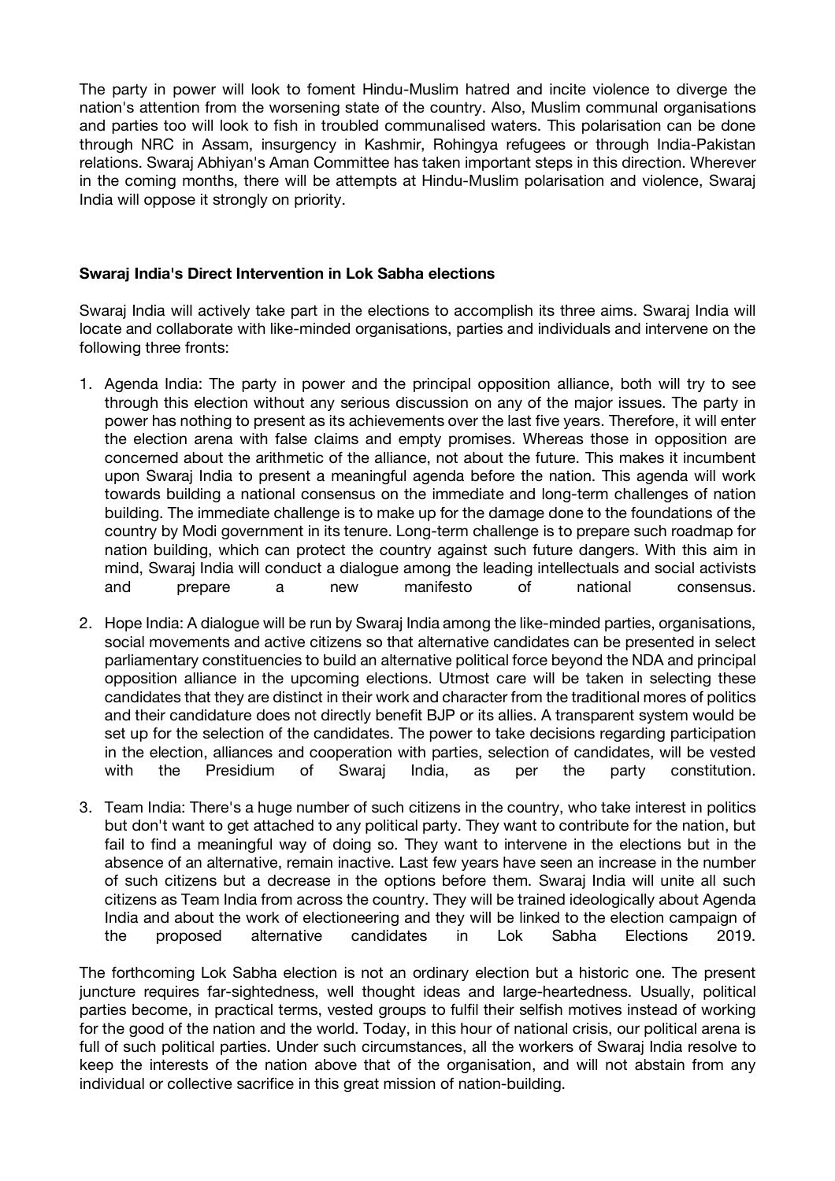The party in power will look to foment Hindu-Muslim hatred and incite violence to diverge the nation's attention from the worsening state of the country. Also, Muslim communal organisations and parties too will look to fish in troubled communalised waters. This polarisation can be done through NRC in Assam, insurgency in Kashmir, Rohingya refugees or through India-Pakistan relations. Swaraj Abhiyan's Aman Committee has taken important steps in this direction. Wherever in the coming months, there will be attempts at Hindu-Muslim polarisation and violence, Swaraj India will oppose it strongly on priority.

**Swaraj India's Direct Intervention in Lok Sabha elections**

Swaraj India will actively take part in the elections to accomplish its three aims. Swaraj India will locate and collaborate with like-minded organisations, parties and individuals and intervene on the following three fronts:

1. Agenda India: The party in power and the principal opposition alliance, both will try to see through this election without any serious discussion on any of the major issues. The party in power has nothing to present as its achievements over the last five years. Therefore, it will enter the election arena with false claims and empty promises. Whereas those in opposition are concerned about the arithmetic of the alliance, not about the future. This makes it incumbent upon Swaraj India to present a meaningful agenda before the nation. This agenda will work towards building a national consensus on the immediate and long-term challenges of nation building. The immediate challenge is to make up for the damage done to the foundations of the country by Modi government in its tenure. Long-term challenge is to prepare such roadmap for nation building, which can protect the country against such future dangers. With this aim in mind, Swaraj India will conduct a dialogue among the leading intellectuals and social activists and prepare a new manifesto of national consensus.

2. Hope India: A dialogue will be run by Swaraj India among the like-minded parties, organisations, social movements and active citizens so that alternative candidates can be presented in select parliamentary constituencies to build an alternative political force beyond the NDA and principal opposition alliance in the upcoming elections. Utmost care will be taken in selecting these candidates that they are distinct in their work and character from the traditional mores of politics and their candidature does not directly benefit BJP or its allies. A transparent system would be set up for the selection of the candidates. The power to take decisions regarding participation in the election, alliances and cooperation with parties, selection of candidates, will be vested with the Presidium of Swaraj India, as per the party constitution.

3. Team India: There's a huge number of such citizens in the country, who take interest in politics but don't want to get attached to any political party. They want to contribute for the nation, but fail to find a meaningful way of doing so. They want to intervene in the elections but in the absence of an alternative, remain inactive. Last few years have seen an increase in the number of such citizens but a decrease in the options before them. Swaraj India will unite all such citizens as Team India from across the country. They will be trained ideologically about Agenda India and about the work of electioneering and they will be linked to the election campaign of the proposed alternative candidates in Lok Sabha Elections 2019.

The forthcoming Lok Sabha election is not an ordinary election but a historic one. The present juncture requires far-sightedness, well thought ideas and large-heartedness. Usually, political parties become, in practical terms, vested groups to fulfil their selfish motives instead of working for the good of the nation and the world. Today, in this hour of national crisis, our political arena is full of such political parties. Under such circumstances, all the workers of Swaraj India resolve to keep the interests of the nation above that of the organisation, and will not abstain from any individual or collective sacrifice in this great mission of nation-building.